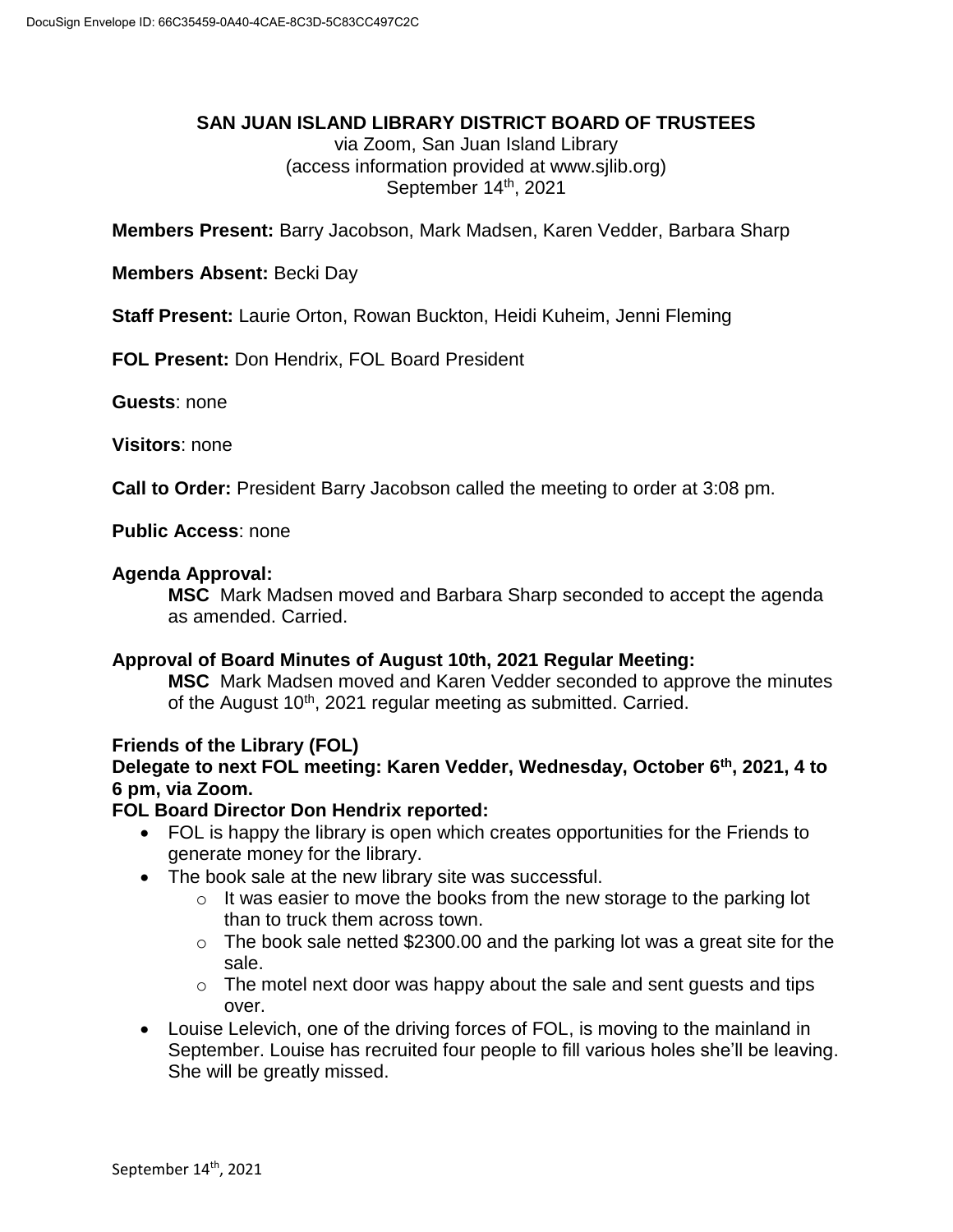# SAN JUAN ISLAND LIBRARY DISTRICT BOARD OF TRUSTEES

via Zoom, San Juan Island Library
(access information provided at www.sjlib.org)
September 14th, 2021

**Members Present:** Barry Jacobson, Mark Madsen, Karen Vedder, Barbara Sharp

**Members Absent:** Becki Day

**Staff Present:** Laurie Orton, Rowan Buckton, Heidi Kuheim, Jenni Fleming

**FOL Present:** Don Hendrix, FOL Board President

**Guests**: none

**Visitors**: none

**Call to Order:** President Barry Jacobson called the meeting to order at 3:08 pm.

**Public Access**: none

**Agenda Approval:**

**MSC** Mark Madsen moved and Barbara Sharp seconded to accept the agenda as amended. Carried.

**Approval of Board Minutes of August 10th, 2021 Regular Meeting:**

**MSC** Mark Madsen moved and Karen Vedder seconded to approve the minutes of the August 10th, 2021 regular meeting as submitted. Carried.

**Friends of the Library (FOL)**

**Delegate to next FOL meeting: Karen Vedder, Wednesday, October 6th, 2021, 4 to 6 pm, via Zoom.**

**FOL Board Director Don Hendrix reported:**

- FOL is happy the library is open which creates opportunities for the Friends to generate money for the library.
- The book sale at the new library site was successful.
  - It was easier to move the books from the new storage to the parking lot than to truck them across town.
  - The book sale netted $2300.00 and the parking lot was a great site for the sale.
  - The motel next door was happy about the sale and sent guests and tips over.
- Louise Lelevich, one of the driving forces of FOL, is moving to the mainland in September. Louise has recruited four people to fill various holes she'll be leaving. She will be greatly missed.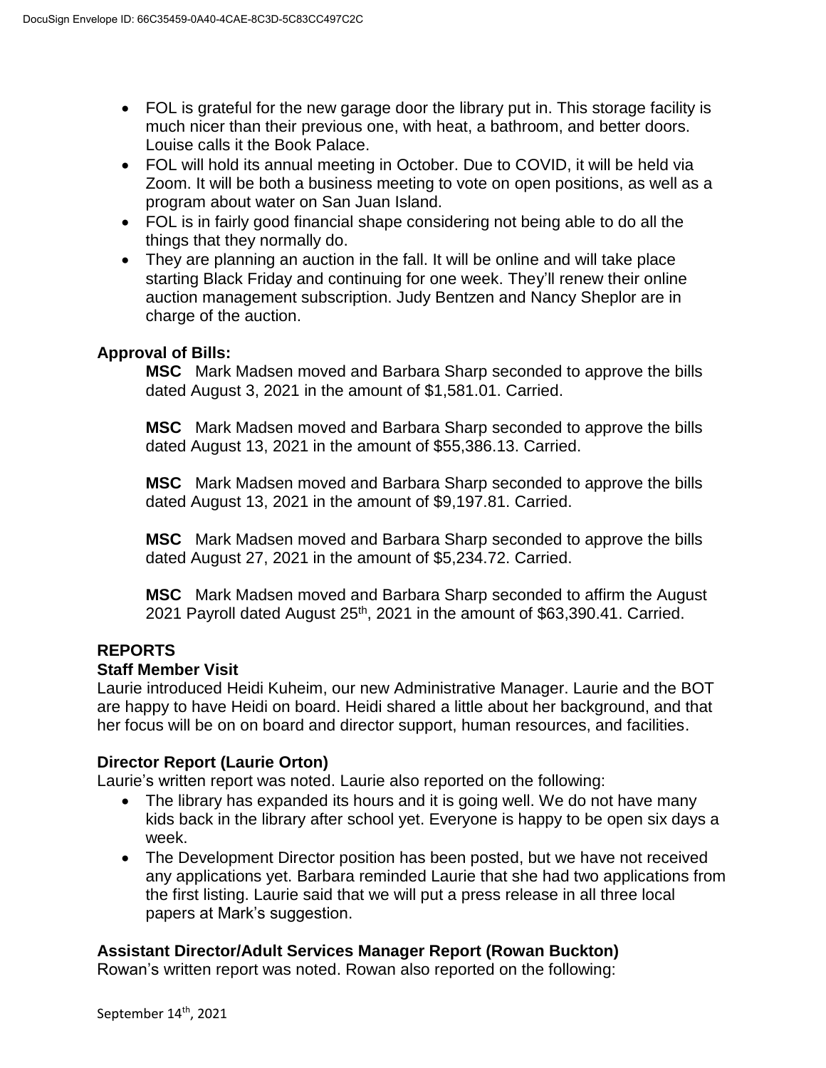- FOL is grateful for the new garage door the library put in. This storage facility is much nicer than their previous one, with heat, a bathroom, and better doors. Louise calls it the Book Palace.
- FOL will hold its annual meeting in October. Due to COVID, it will be held via Zoom. It will be both a business meeting to vote on open positions, as well as a program about water on San Juan Island.
- FOL is in fairly good financial shape considering not being able to do all the things that they normally do.
- They are planning an auction in the fall. It will be online and will take place starting Black Friday and continuing for one week. They'll renew their online auction management subscription. Judy Bentzen and Nancy Sheplor are in charge of the auction.

### Approval of Bills:

**MSC** Mark Madsen moved and Barbara Sharp seconded to approve the bills dated August 3, 2021 in the amount of $1,581.01. Carried.

**MSC** Mark Madsen moved and Barbara Sharp seconded to approve the bills dated August 13, 2021 in the amount of $55,386.13. Carried.

**MSC** Mark Madsen moved and Barbara Sharp seconded to approve the bills dated August 13, 2021 in the amount of $9,197.81. Carried.

**MSC** Mark Madsen moved and Barbara Sharp seconded to approve the bills dated August 27, 2021 in the amount of $5,234.72. Carried.

**MSC** Mark Madsen moved and Barbara Sharp seconded to affirm the August 2021 Payroll dated August 25th, 2021 in the amount of $63,390.41. Carried.

## REPORTS

### Staff Member Visit

Laurie introduced Heidi Kuheim, our new Administrative Manager. Laurie and the BOT are happy to have Heidi on board. Heidi shared a little about her background, and that her focus will be on on board and director support, human resources, and facilities.

### Director Report (Laurie Orton)

Laurie's written report was noted. Laurie also reported on the following:

- The library has expanded its hours and it is going well. We do not have many kids back in the library after school yet. Everyone is happy to be open six days a week.
- The Development Director position has been posted, but we have not received any applications yet. Barbara reminded Laurie that she had two applications from the first listing. Laurie said that we will put a press release in all three local papers at Mark's suggestion.

### Assistant Director/Adult Services Manager Report (Rowan Buckton)

Rowan's written report was noted. Rowan also reported on the following: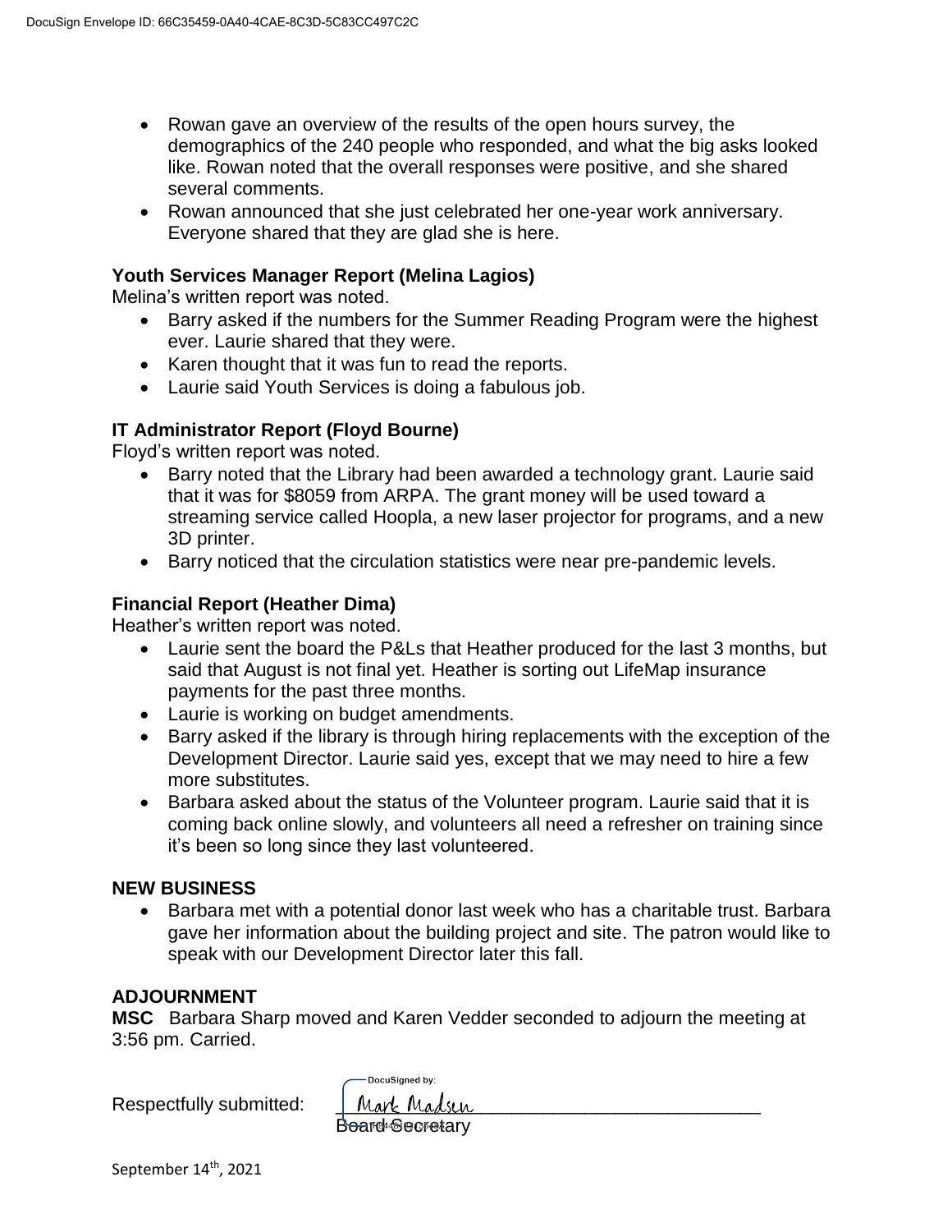- Rowan gave an overview of the results of the open hours survey, the demographics of the 240 people who responded, and what the big asks looked like. Rowan noted that the overall responses were positive, and she shared several comments.
- Rowan announced that she just celebrated her one-year work anniversary. Everyone shared that they are glad she is here.

**Youth Services Manager Report (Melina Lagios)**

Melina's written report was noted.

- Barry asked if the numbers for the Summer Reading Program were the highest ever. Laurie shared that they were.
- Karen thought that it was fun to read the reports.
- Laurie said Youth Services is doing a fabulous job.

**IT Administrator Report (Floyd Bourne)**

Floyd's written report was noted.

- Barry noted that the Library had been awarded a technology grant. Laurie said that it was for $8059 from ARPA. The grant money will be used toward a streaming service called Hoopla, a new laser projector for programs, and a new 3D printer.
- Barry noticed that the circulation statistics were near pre-pandemic levels.

**Financial Report (Heather Dima)**

Heather's written report was noted.

- Laurie sent the board the P&Ls that Heather produced for the last 3 months, but said that August is not final yet. Heather is sorting out LifeMap insurance payments for the past three months.
- Laurie is working on budget amendments.
- Barry asked if the library is through hiring replacements with the exception of the Development Director. Laurie said yes, except that we may need to hire a few more substitutes.
- Barbara asked about the status of the Volunteer program. Laurie said that it is coming back online slowly, and volunteers all need a refresher on training since it's been so long since they last volunteered.

**NEW BUSINESS**

- Barbara met with a potential donor last week who has a charitable trust. Barbara gave her information about the building project and site. The patron would like to speak with our Development Director later this fall.

**ADJOURNMENT**

**MSC** Barbara Sharp moved and Karen Vedder seconded to adjourn the meeting at 3:56 pm. Carried.

Respectfully submitted: DocuSigned by: Mark Madsen

Board Secretary

September 14th, 2021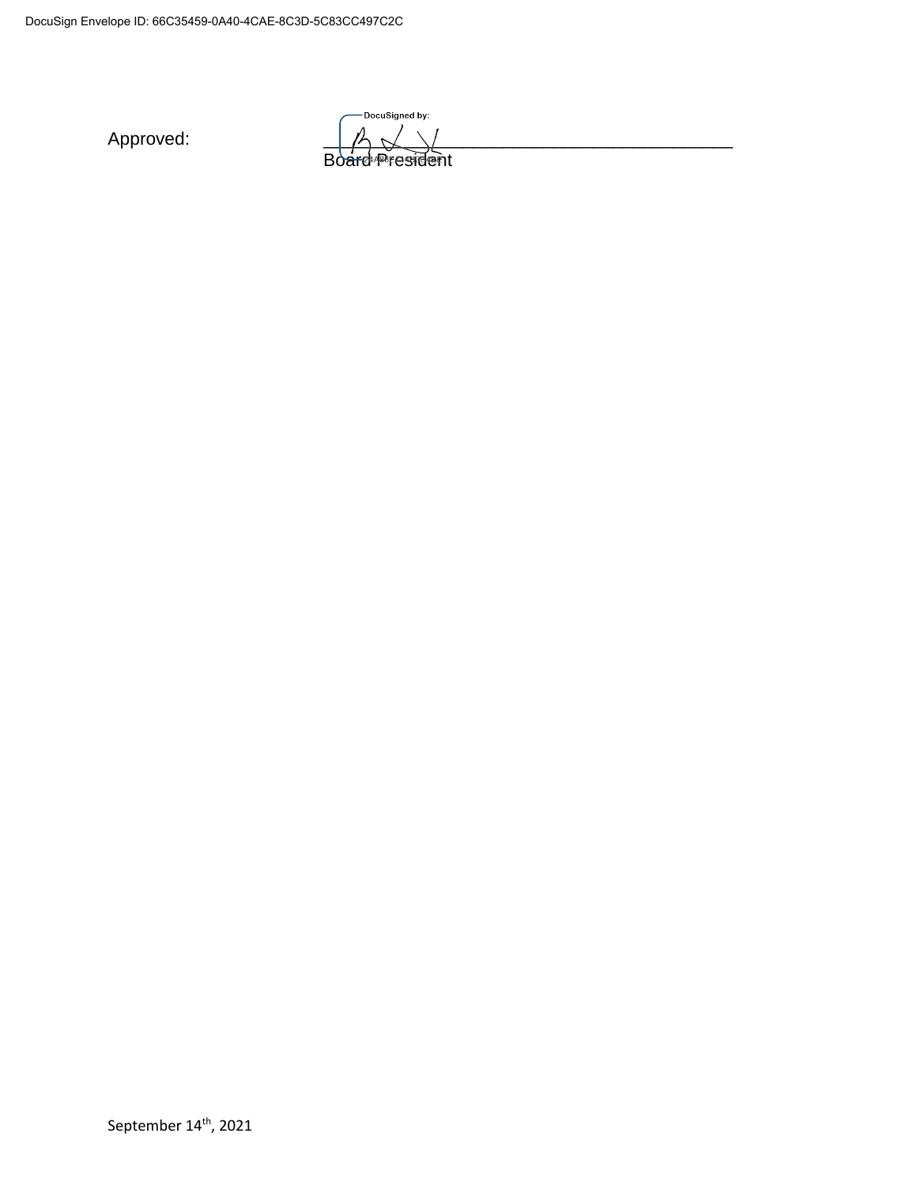DocuSign Envelope ID: 66C35459-0A40-4CAE-8C3D-5C83CC497C2C

Approved: ______________________________________

DocuSigned by:

Board President

September 14th, 2021